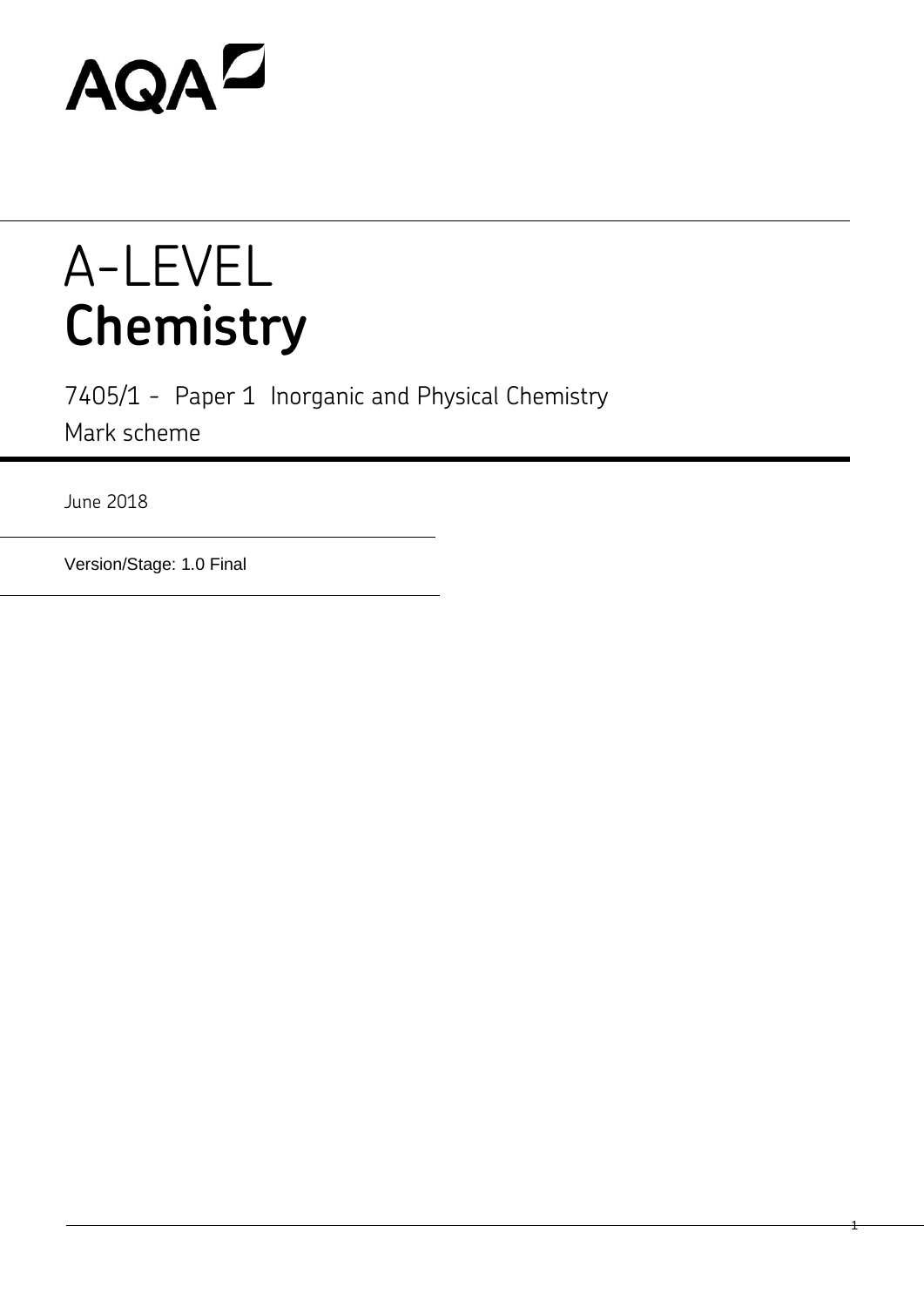AQA

# A-LEVEL
# **Chemistry**

7405/1 - Paper 1 Inorganic and Physical Chemistry

Mark scheme

June 2018

Version/Stage: 1.0 Final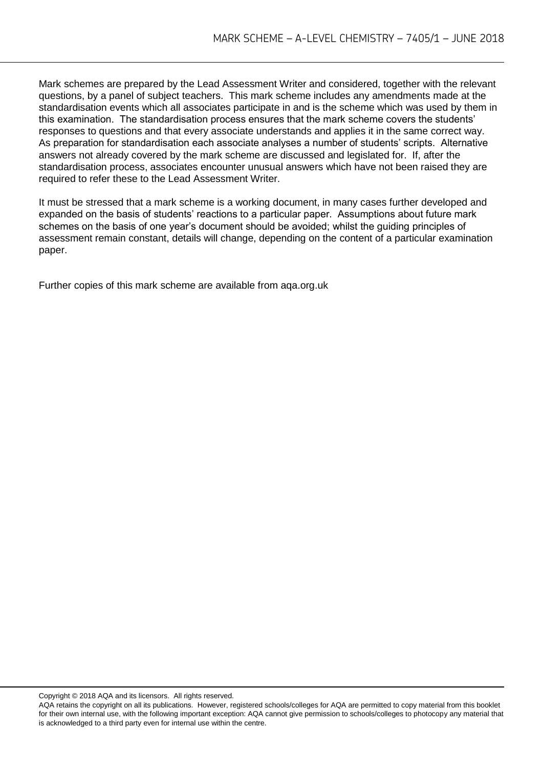Mark schemes are prepared by the Lead Assessment Writer and considered, together with the relevant questions, by a panel of subject teachers. This mark scheme includes any amendments made at the standardisation events which all associates participate in and is the scheme which was used by them in this examination. The standardisation process ensures that the mark scheme covers the students' responses to questions and that every associate understands and applies it in the same correct way. As preparation for standardisation each associate analyses a number of students' scripts. Alternative answers not already covered by the mark scheme are discussed and legislated for. If, after the standardisation process, associates encounter unusual answers which have not been raised they are required to refer these to the Lead Assessment Writer.

It must be stressed that a mark scheme is a working document, in many cases further developed and expanded on the basis of students' reactions to a particular paper. Assumptions about future mark schemes on the basis of one year's document should be avoided; whilst the guiding principles of assessment remain constant, details will change, depending on the content of a particular examination paper.

Further copies of this mark scheme are available from aqa.org.uk

Copyright © 2018 AQA and its licensors. All rights reserved.

AQA retains the copyright on all its publications. However, registered schools/colleges for AQA are permitted to copy material from this booklet for their own internal use, with the following important exception: AQA cannot give permission to schools/colleges to photocopy any material that is acknowledged to a third party even for internal use within the centre.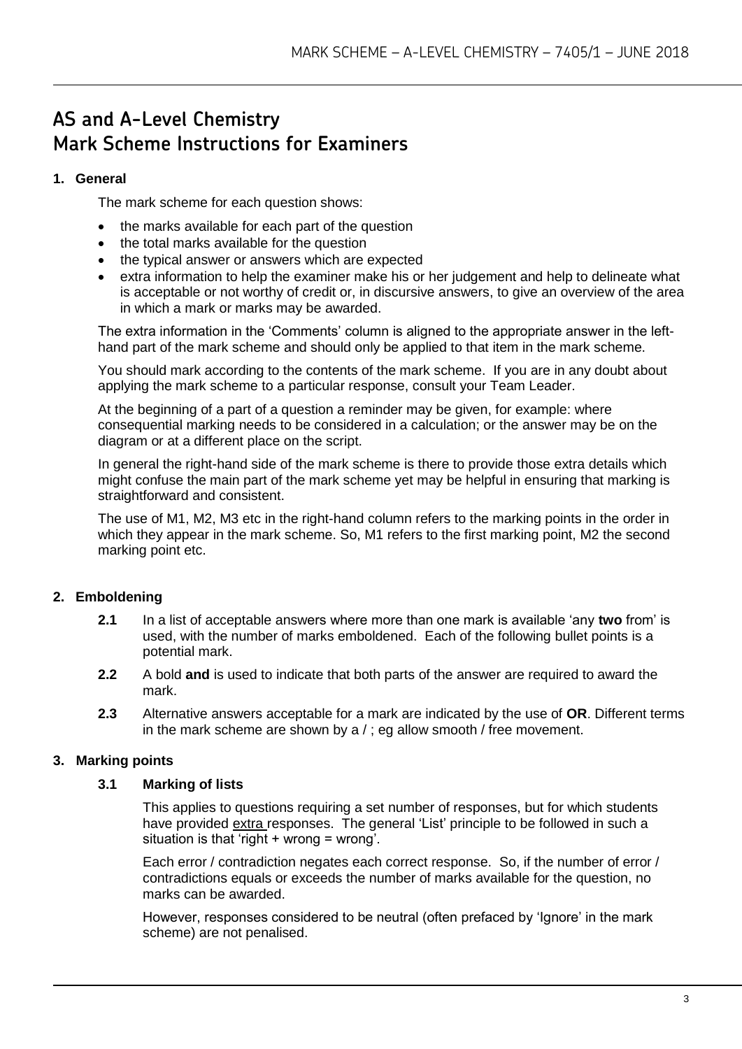# AS and A-Level Chemistry
# Mark Scheme Instructions for Examiners

## 1. General

The mark scheme for each question shows:

- the marks available for each part of the question
- the total marks available for the question
- the typical answer or answers which are expected
- extra information to help the examiner make his or her judgement and help to delineate what is acceptable or not worthy of credit or, in discursive answers, to give an overview of the area in which a mark or marks may be awarded.

The extra information in the 'Comments' column is aligned to the appropriate answer in the left-hand part of the mark scheme and should only be applied to that item in the mark scheme.

You should mark according to the contents of the mark scheme. If you are in any doubt about applying the mark scheme to a particular response, consult your Team Leader.

At the beginning of a part of a question a reminder may be given, for example: where consequential marking needs to be considered in a calculation; or the answer may be on the diagram or at a different place on the script.

In general the right-hand side of the mark scheme is there to provide those extra details which might confuse the main part of the mark scheme yet may be helpful in ensuring that marking is straightforward and consistent.

The use of M1, M2, M3 etc in the right-hand column refers to the marking points in the order in which they appear in the mark scheme. So, M1 refers to the first marking point, M2 the second marking point etc.

## 2. Emboldening

**2.1** In a list of acceptable answers where more than one mark is available 'any **two** from' is used, with the number of marks emboldened. Each of the following bullet points is a potential mark.

**2.2** A bold **and** is used to indicate that both parts of the answer are required to award the mark.

**2.3** Alternative answers acceptable for a mark are indicated by the use of **OR**. Different terms in the mark scheme are shown by a / ; eg allow smooth / free movement.

## 3. Marking points

### 3.1 Marking of lists

This applies to questions requiring a set number of responses, but for which students have provided extra responses. The general 'List' principle to be followed in such a situation is that 'right + wrong = wrong'.

Each error / contradiction negates each correct response. So, if the number of error / contradictions equals or exceeds the number of marks available for the question, no marks can be awarded.

However, responses considered to be neutral (often prefaced by 'Ignore' in the mark scheme) are not penalised.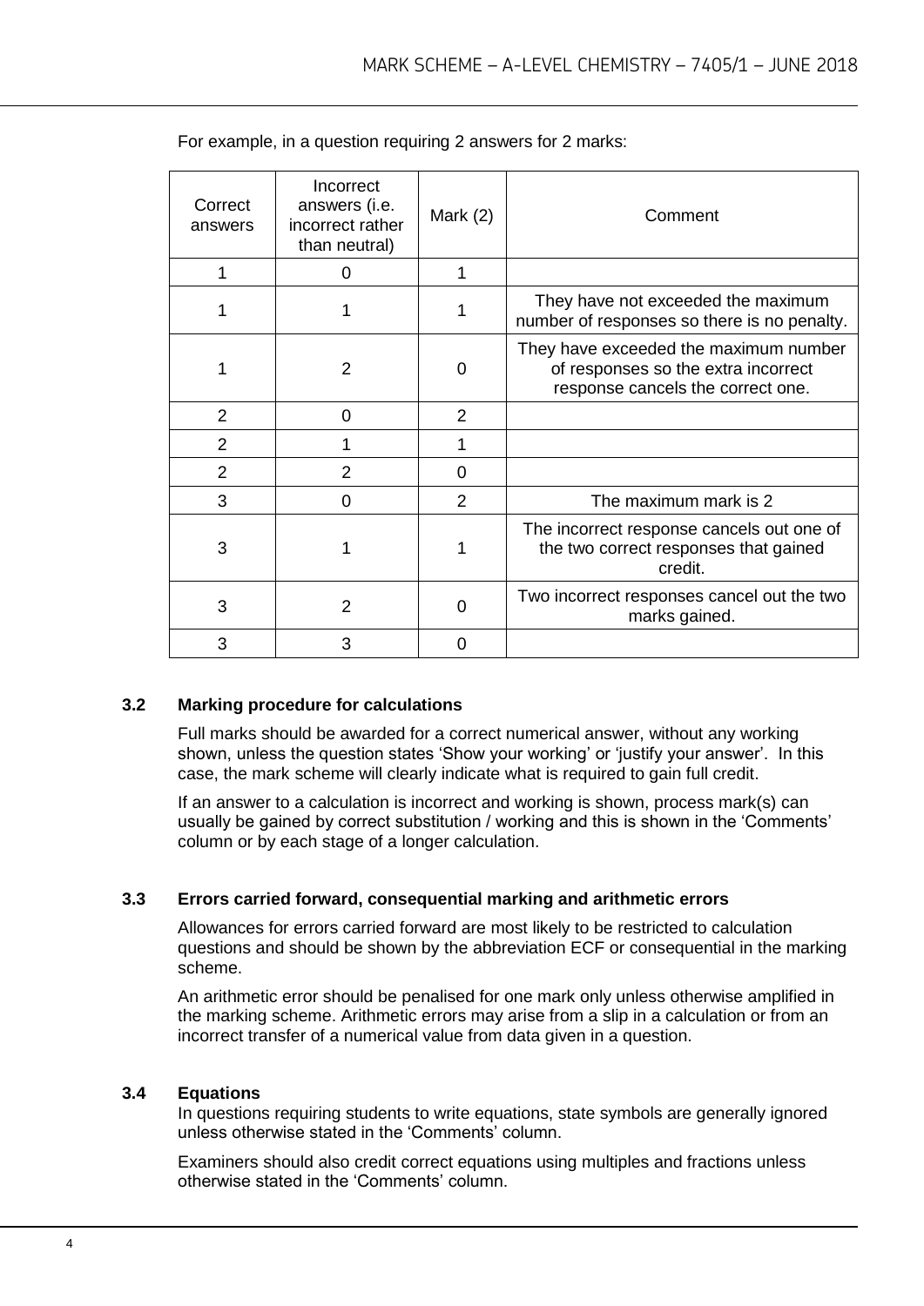For example, in a question requiring 2 answers for 2 marks:

| Correct answers | Incorrect answers (i.e. incorrect rather than neutral) | Mark (2) | Comment |
|---|---|---|---|
| 1 | 0 | 1 | |
| 1 | 1 | 1 | They have not exceeded the maximum number of responses so there is no penalty. |
| 1 | 2 | 0 | They have exceeded the maximum number of responses so the extra incorrect response cancels the correct one. |
| 2 | 0 | 2 | |
| 2 | 1 | 1 | |
| 2 | 2 | 0 | |
| 3 | 0 | 2 | The maximum mark is 2 |
| 3 | 1 | 1 | The incorrect response cancels out one of the two correct responses that gained credit. |
| 3 | 2 | 0 | Two incorrect responses cancel out the two marks gained. |
| 3 | 3 | 0 | |

### 3.2 Marking procedure for calculations

Full marks should be awarded for a correct numerical answer, without any working shown, unless the question states 'Show your working' or 'justify your answer'. In this case, the mark scheme will clearly indicate what is required to gain full credit.

If an answer to a calculation is incorrect and working is shown, process mark(s) can usually be gained by correct substitution / working and this is shown in the 'Comments' column or by each stage of a longer calculation.

### 3.3 Errors carried forward, consequential marking and arithmetic errors

Allowances for errors carried forward are most likely to be restricted to calculation questions and should be shown by the abbreviation ECF or consequential in the marking scheme.

An arithmetic error should be penalised for one mark only unless otherwise amplified in the marking scheme. Arithmetic errors may arise from a slip in a calculation or from an incorrect transfer of a numerical value from data given in a question.

### 3.4 Equations

In questions requiring students to write equations, state symbols are generally ignored unless otherwise stated in the 'Comments' column.

Examiners should also credit correct equations using multiples and fractions unless otherwise stated in the 'Comments' column.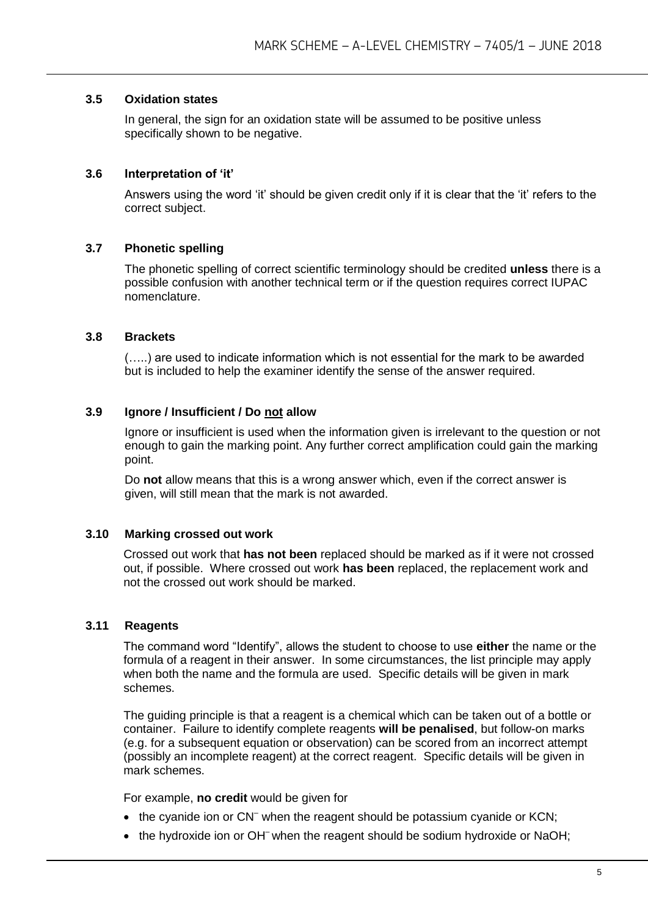### 3.5 Oxidation states

In general, the sign for an oxidation state will be assumed to be positive unless specifically shown to be negative.

### 3.6 Interpretation of 'it'

Answers using the word 'it' should be given credit only if it is clear that the 'it' refers to the correct subject.

### 3.7 Phonetic spelling

The phonetic spelling of correct scientific terminology should be credited **unless** there is a possible confusion with another technical term or if the question requires correct IUPAC nomenclature.

### 3.8 Brackets

(…..) are used to indicate information which is not essential for the mark to be awarded but is included to help the examiner identify the sense of the answer required.

### 3.9 Ignore / Insufficient / Do <u>not</u> allow

Ignore or insufficient is used when the information given is irrelevant to the question or not enough to gain the marking point. Any further correct amplification could gain the marking point.

Do **not** allow means that this is a wrong answer which, even if the correct answer is given, will still mean that the mark is not awarded.

### 3.10 Marking crossed out work

Crossed out work that **has not been** replaced should be marked as if it were not crossed out, if possible. Where crossed out work **has been** replaced, the replacement work and not the crossed out work should be marked.

### 3.11 Reagents

The command word "Identify", allows the student to choose to use **either** the name or the formula of a reagent in their answer. In some circumstances, the list principle may apply when both the name and the formula are used. Specific details will be given in mark schemes.

The guiding principle is that a reagent is a chemical which can be taken out of a bottle or container. Failure to identify complete reagents **will be penalised**, but follow-on marks (e.g. for a subsequent equation or observation) can be scored from an incorrect attempt (possibly an incomplete reagent) at the correct reagent. Specific details will be given in mark schemes.

For example, **no credit** would be given for

- the cyanide ion or $CN^-$ when the reagent should be potassium cyanide or KCN;
- the hydroxide ion or $OH^-$ when the reagent should be sodium hydroxide or NaOH;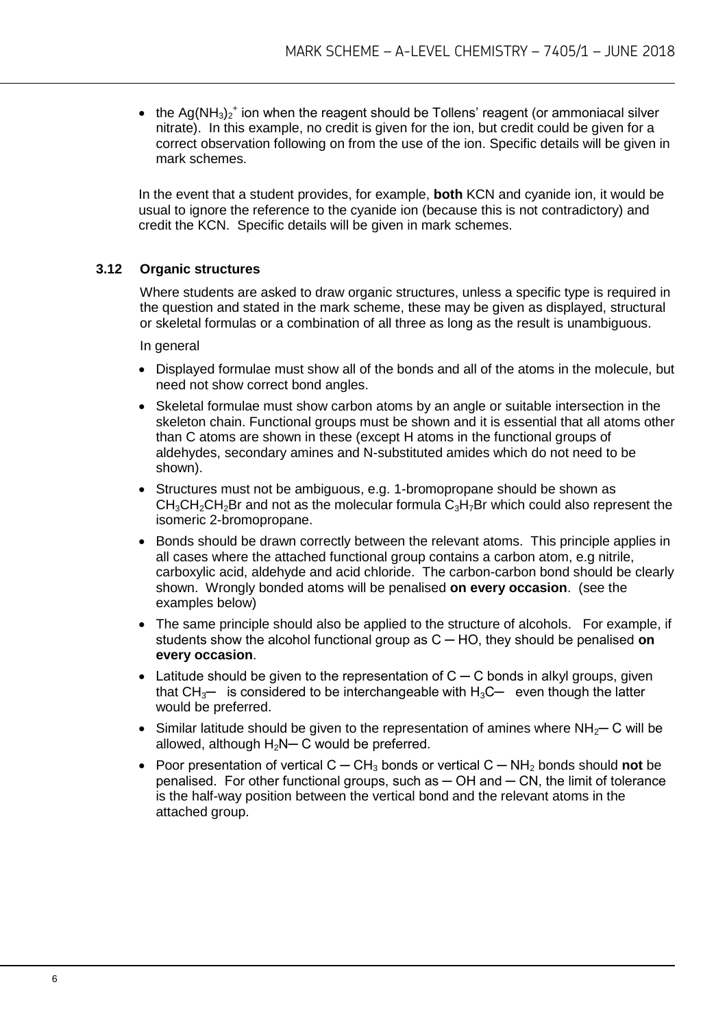- the $Ag(NH_3)_2^+$ ion when the reagent should be Tollens' reagent (or ammoniacal silver nitrate). In this example, no credit is given for the ion, but credit could be given for a correct observation following on from the use of the ion. Specific details will be given in mark schemes.

In the event that a student provides, for example, **both** KCN and cyanide ion, it would be usual to ignore the reference to the cyanide ion (because this is not contradictory) and credit the KCN. Specific details will be given in mark schemes.

### 3.12 Organic structures

Where students are asked to draw organic structures, unless a specific type is required in the question and stated in the mark scheme, these may be given as displayed, structural or skeletal formulas or a combination of all three as long as the result is unambiguous.

In general

- Displayed formulae must show all of the bonds and all of the atoms in the molecule, but need not show correct bond angles.
- Skeletal formulae must show carbon atoms by an angle or suitable intersection in the skeleton chain. Functional groups must be shown and it is essential that all atoms other than C atoms are shown in these (except H atoms in the functional groups of aldehydes, secondary amines and N-substituted amides which do not need to be shown).
- Structures must not be ambiguous, e.g. 1-bromopropane should be shown as $CH_3CH_2CH_2Br$ and not as the molecular formula $C_3H_7Br$ which could also represent the isomeric 2-bromopropane.
- Bonds should be drawn correctly between the relevant atoms. This principle applies in all cases where the attached functional group contains a carbon atom, e.g nitrile, carboxylic acid, aldehyde and acid chloride. The carbon-carbon bond should be clearly shown. Wrongly bonded atoms will be penalised **on every occasion**. (see the examples below)
- The same principle should also be applied to the structure of alcohols. For example, if students show the alcohol functional group as C ─ HO, they should be penalised **on every occasion**.
- Latitude should be given to the representation of C ─ C bonds in alkyl groups, given that $CH_3$─ is considered to be interchangeable with $H_3C$─ even though the latter would be preferred.
- Similar latitude should be given to the representation of amines where $NH_2$─ C will be allowed, although $H_2N$─ C would be preferred.
- Poor presentation of vertical C ─ $CH_3$ bonds or vertical C ─ $NH_2$ bonds should **not** be penalised. For other functional groups, such as ─ OH and ─ CN, the limit of tolerance is the half-way position between the vertical bond and the relevant atoms in the attached group.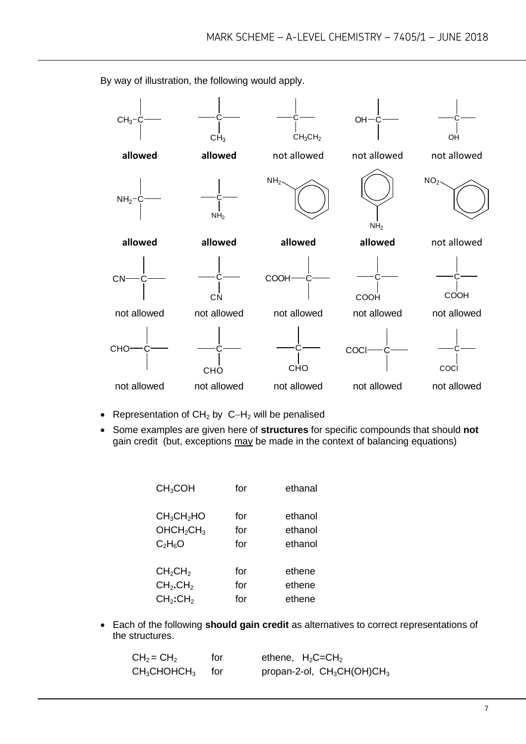By way of illustration, the following would apply.

| Structure | Verdict |
|---|---|
| $CH_3$–C (bond to left) | **allowed** |
| C with $CH_3$ below | **allowed** |
| C with $CH_3CH_2$ below | not allowed |
| OH–C (bond to left) | not allowed |
| C with OH below | not allowed |
| $NH_2$–C (bond to left) | **allowed** |
| C with $NH_2$ below | **allowed** |
| $NH_2$ on benzene ring (upper left) | **allowed** |
| benzene ring with $NH_2$ below | **allowed** |
| $NO_2$ on benzene ring (upper left) | not allowed |
| CN–C | not allowed |
| C with CN below | not allowed |
| COOH–C | not allowed |
| C with COOH below | not allowed |
| C with COOH below | not allowed |
| CHO–C | not allowed |
| C with CHO below | not allowed |
| C with CHO below | not allowed |
| COCl–C | not allowed |
| C with COCl below | not allowed |

- Representation of $CH_2$ by C−$H_2$ will be penalised
- Some examples are given here of **structures** for specific compounds that should **not** gain credit (but, exceptions may be made in the context of balancing equations)

| | | |
|---|---|---|
| $CH_3COH$ | for | ethanal |
| $CH_3CH_2HO$ | for | ethanol |
| $OHCH_2CH_3$ | for | ethanol |
| $C_2H_6O$ | for | ethanol |
| $CH_2CH_2$ | for | ethene |
| $CH_2.CH_2$ | for | ethene |
| $CH_2:CH_2$ | for | ethene |

- Each of the following **should gain credit** as alternatives to correct representations of the structures.

| | | |
|---|---|---|
| $CH_2 = CH_2$ | for | ethene, $H_2C{=}CH_2$ |
| $CH_3CHOHCH_3$ | for | propan-2-ol, $CH_3CH(OH)CH_3$ |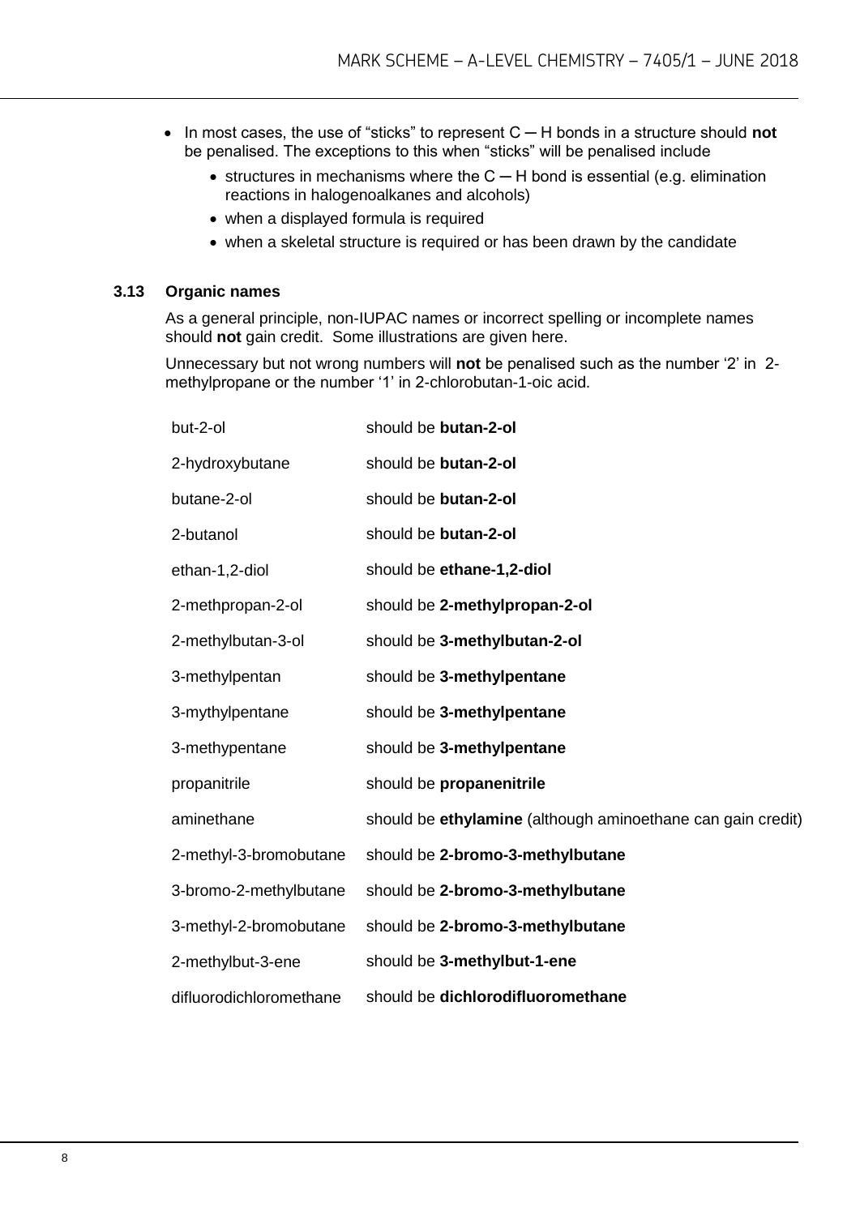- In most cases, the use of "sticks" to represent C ─ H bonds in a structure should **not** be penalised. The exceptions to this when "sticks" will be penalised include
  - structures in mechanisms where the C ─ H bond is essential (e.g. elimination reactions in halogenoalkanes and alcohols)
  - when a displayed formula is required
  - when a skeletal structure is required or has been drawn by the candidate

### 3.13 Organic names

As a general principle, non-IUPAC names or incorrect spelling or incomplete names should **not** gain credit. Some illustrations are given here.

Unnecessary but not wrong numbers will **not** be penalised such as the number '2' in 2-methylpropane or the number '1' in 2-chlorobutan-1-oic acid.

| | |
|---|---|
| but-2-ol | should be **butan-2-ol** |
| 2-hydroxybutane | should be **butan-2-ol** |
| butane-2-ol | should be **butan-2-ol** |
| 2-butanol | should be **butan-2-ol** |
| ethan-1,2-diol | should be **ethane-1,2-diol** |
| 2-methpropan-2-ol | should be **2-methylpropan-2-ol** |
| 2-methylbutan-3-ol | should be **3-methylbutan-2-ol** |
| 3-methylpentan | should be **3-methylpentane** |
| 3-mythylpentane | should be **3-methylpentane** |
| 3-methypentane | should be **3-methylpentane** |
| propanitrile | should be **propanenitrile** |
| aminethane | should be **ethylamine** (although aminoethane can gain credit) |
| 2-methyl-3-bromobutane | should be **2-bromo-3-methylbutane** |
| 3-bromo-2-methylbutane | should be **2-bromo-3-methylbutane** |
| 3-methyl-2-bromobutane | should be **2-bromo-3-methylbutane** |
| 2-methylbut-3-ene | should be **3-methylbut-1-ene** |
| difluorodichloromethane | should be **dichlorodifluoromethane** |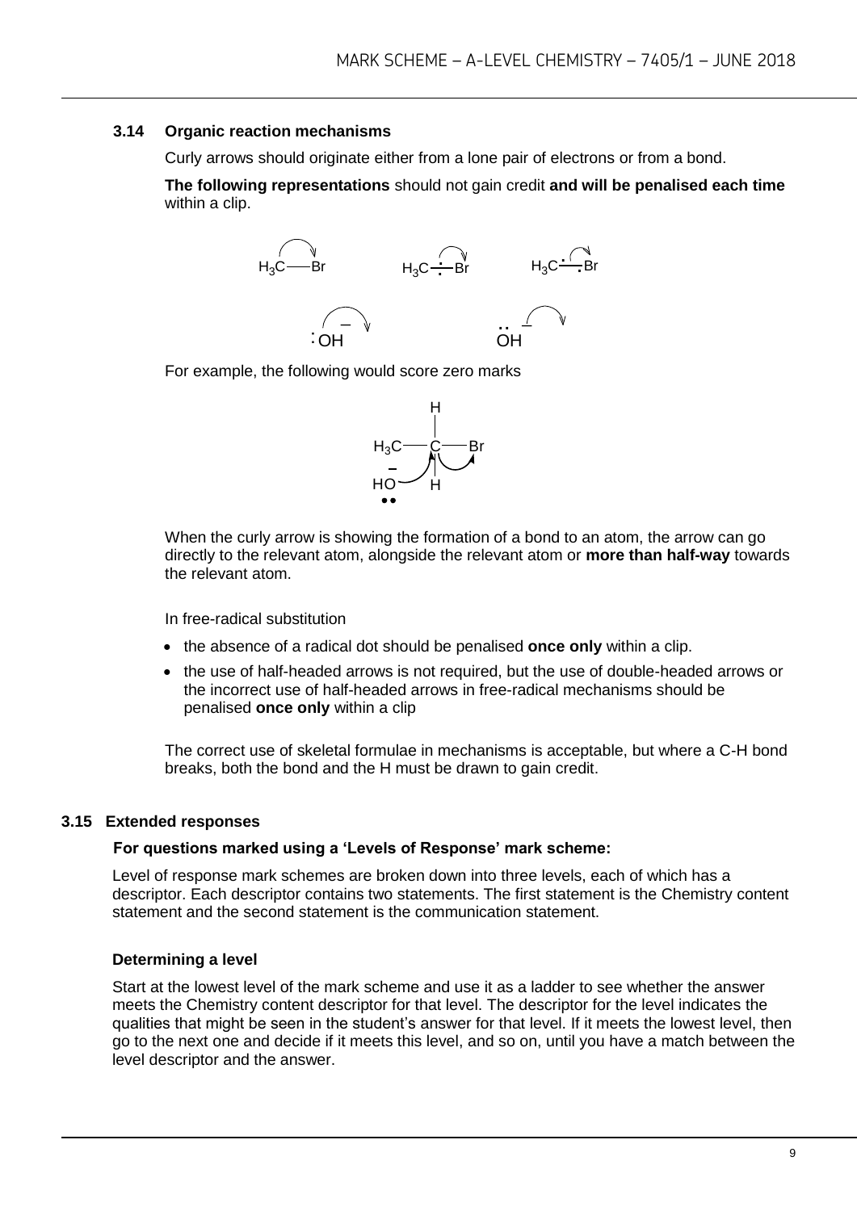### 3.14 Organic reaction mechanisms

Curly arrows should originate either from a lone pair of electrons or from a bond.

**The following representations** should not gain credit **and will be penalised each time** within a clip.

For example, the following would score zero marks

When the curly arrow is showing the formation of a bond to an atom, the arrow can go directly to the relevant atom, alongside the relevant atom or **more than half-way** towards the relevant atom.

In free-radical substitution

- the absence of a radical dot should be penalised **once only** within a clip.
- the use of half-headed arrows is not required, but the use of double-headed arrows or the incorrect use of half-headed arrows in free-radical mechanisms should be penalised **once only** within a clip

The correct use of skeletal formulae in mechanisms is acceptable, but where a C-H bond breaks, both the bond and the H must be drawn to gain credit.

### 3.15 Extended responses

**For questions marked using a 'Levels of Response' mark scheme:**

Level of response mark schemes are broken down into three levels, each of which has a descriptor. Each descriptor contains two statements. The first statement is the Chemistry content statement and the second statement is the communication statement.

**Determining a level**

Start at the lowest level of the mark scheme and use it as a ladder to see whether the answer meets the Chemistry content descriptor for that level. The descriptor for the level indicates the qualities that might be seen in the student's answer for that level. If it meets the lowest level, then go to the next one and decide if it meets this level, and so on, until you have a match between the level descriptor and the answer.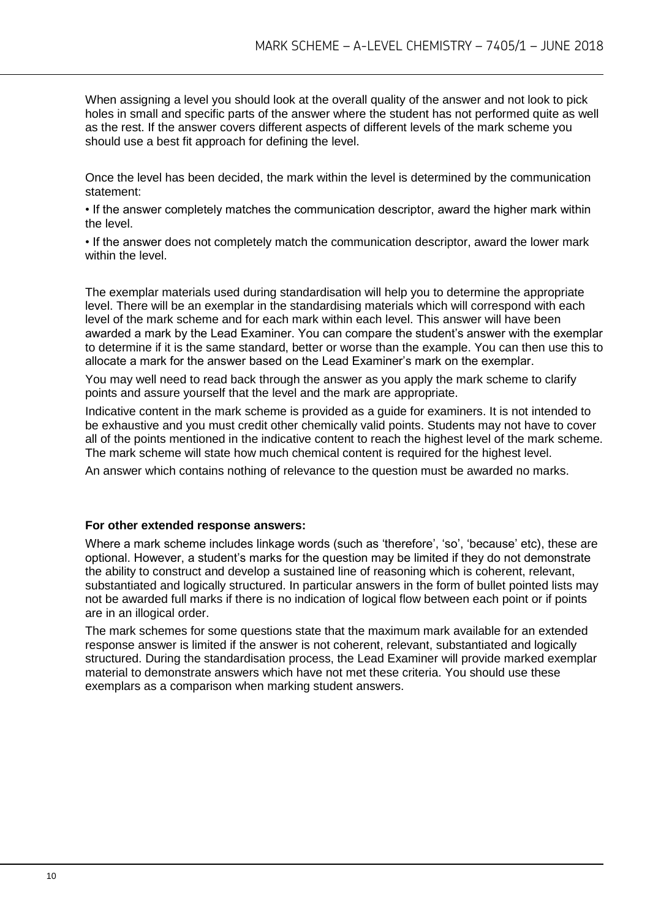When assigning a level you should look at the overall quality of the answer and not look to pick holes in small and specific parts of the answer where the student has not performed quite as well as the rest. If the answer covers different aspects of different levels of the mark scheme you should use a best fit approach for defining the level.

Once the level has been decided, the mark within the level is determined by the communication statement:

• If the answer completely matches the communication descriptor, award the higher mark within the level.

• If the answer does not completely match the communication descriptor, award the lower mark within the level.

The exemplar materials used during standardisation will help you to determine the appropriate level. There will be an exemplar in the standardising materials which will correspond with each level of the mark scheme and for each mark within each level. This answer will have been awarded a mark by the Lead Examiner. You can compare the student's answer with the exemplar to determine if it is the same standard, better or worse than the example. You can then use this to allocate a mark for the answer based on the Lead Examiner's mark on the exemplar.

You may well need to read back through the answer as you apply the mark scheme to clarify points and assure yourself that the level and the mark are appropriate.

Indicative content in the mark scheme is provided as a guide for examiners. It is not intended to be exhaustive and you must credit other chemically valid points. Students may not have to cover all of the points mentioned in the indicative content to reach the highest level of the mark scheme. The mark scheme will state how much chemical content is required for the highest level.

An answer which contains nothing of relevance to the question must be awarded no marks.

**For other extended response answers:**

Where a mark scheme includes linkage words (such as 'therefore', 'so', 'because' etc), these are optional. However, a student's marks for the question may be limited if they do not demonstrate the ability to construct and develop a sustained line of reasoning which is coherent, relevant, substantiated and logically structured. In particular answers in the form of bullet pointed lists may not be awarded full marks if there is no indication of logical flow between each point or if points are in an illogical order.

The mark schemes for some questions state that the maximum mark available for an extended response answer is limited if the answer is not coherent, relevant, substantiated and logically structured. During the standardisation process, the Lead Examiner will provide marked exemplar material to demonstrate answers which have not met these criteria. You should use these exemplars as a comparison when marking student answers.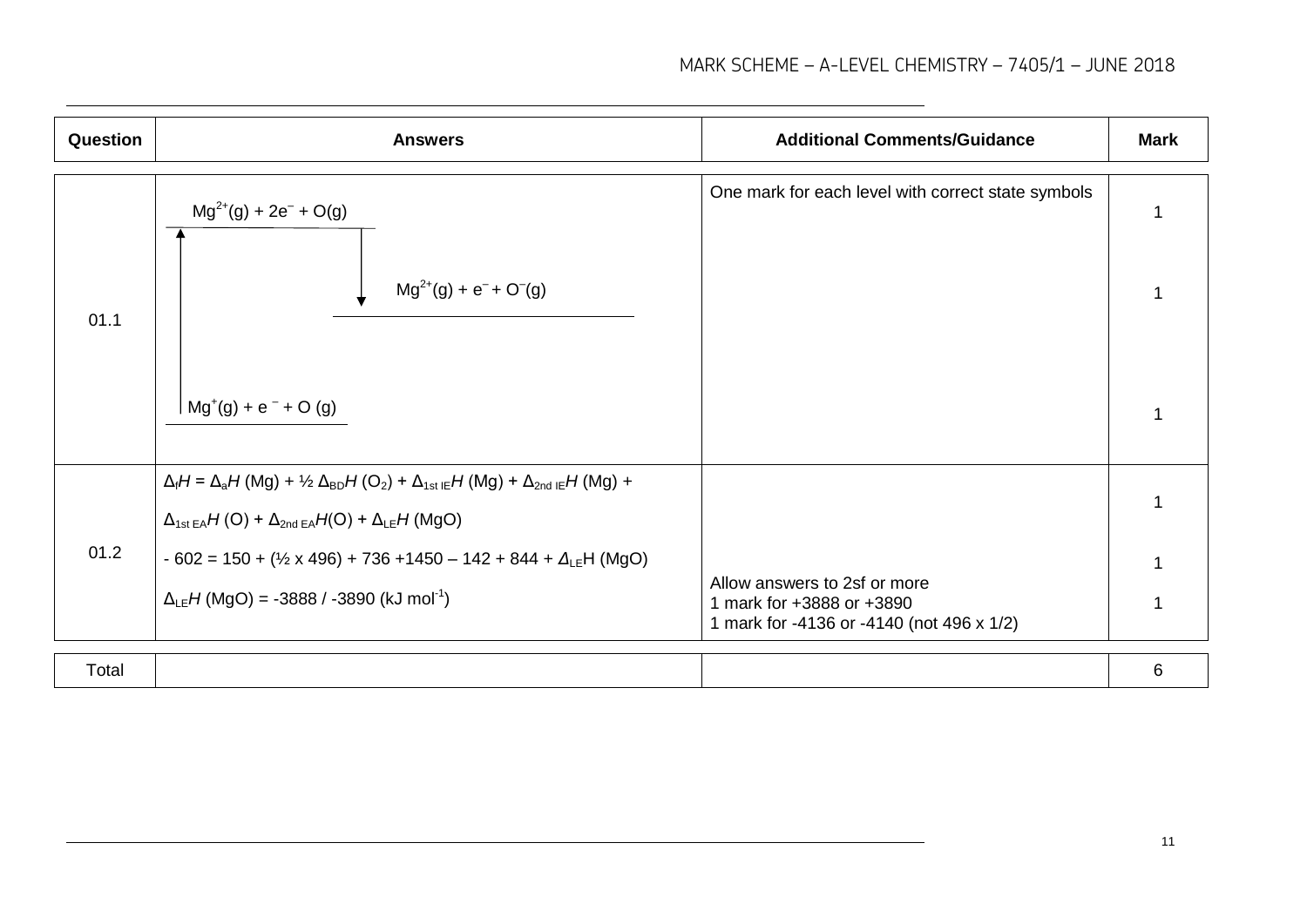| Question | Answers | Additional Comments/Guidance | Mark |
|---|---|---|---|
| 01.1 | $Mg^{2+}(g) + 2e^- + O(g)$ | One mark for each level with correct state symbols | 1 |
| | $Mg^{2+}(g) + e^- + O^-(g)$ | | 1 |
| | $Mg^+(g) + e^- + O(g)$ | | 1 |
| 01.2 | $\Delta_f H = \Delta_a H$ (Mg) + ½ $\Delta_{BD} H$ ($O_2$) + $\Delta_{1st\ IE} H$ (Mg) + $\Delta_{2nd\ IE} H$ (Mg) + $\Delta_{1st\ EA} H$ (O) + $\Delta_{2nd\ EA} H$(O) + $\Delta_{LE} H$ (MgO) | | 1 |
| | - 602 = 150 + (½ x 496) + 736 +1450 – 142 + 844 + $\Delta_{LE}$H (MgO) | | 1 |
| | $\Delta_{LE} H$ (MgO) = -3888 / -3890 (kJ $mol^{-1}$) | Allow answers to 2sf or more<br>1 mark for +3888 or +3890<br>1 mark for -4136 or -4140 (not 496 x 1/2) | 1 |
| Total | | | 6 |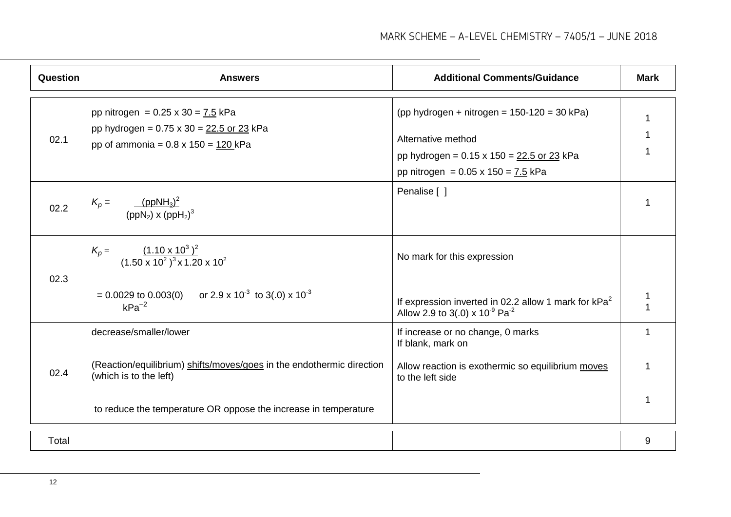| Question | Answers | Additional Comments/Guidance | Mark |
|---|---|---|---|
| 02.1 | pp nitrogen = 0.25 x 30 = 7.5 kPa<br>pp hydrogen = 0.75 x 30 = 22.5 or 23 kPa<br>pp of ammonia = 0.8 x 150 = 120 kPa | (pp hydrogen + nitrogen = 150-120 = 30 kPa)<br><br>Alternative method<br>pp hydrogen = 0.15 x 150 = 22.5 or 23 kPa<br>pp nitrogen = 0.05 x 150 = 7.5 kPa | 1<br>1<br>1 |
| 02.2 | $K_p = \frac{(ppNH_3)^2}{(ppN_2) \times (ppH_2)^3}$ | Penalise [ ] | 1 |
| 02.3 | $K_p = \frac{(1.10 \times 10^3)^2}{(1.50 \times 10^2)^3 \times 1.20 \times 10^2}$<br><br>= 0.0029 to 0.003(0) or $2.9 \times 10^{-3}$ to $3(.0) \times 10^{-3}$<br>$kPa^{-2}$ | No mark for this expression<br><br>If expression inverted in 02.2 allow 1 mark for $kPa^2$<br>Allow 2.9 to 3(.0) x $10^{-9}$ $Pa^{-2}$ | <br><br>1<br>1 |
| 02.4 | decrease/smaller/lower<br><br>(Reaction/equilibrium) shifts/moves/goes in the endothermic direction (which is to the left)<br><br>to reduce the temperature OR oppose the increase in temperature | If increase or no change, 0 marks<br>If blank, mark on<br><br>Allow reaction is exothermic so equilibrium moves to the left side | 1<br><br>1<br><br>1 |
| Total | | | 9 |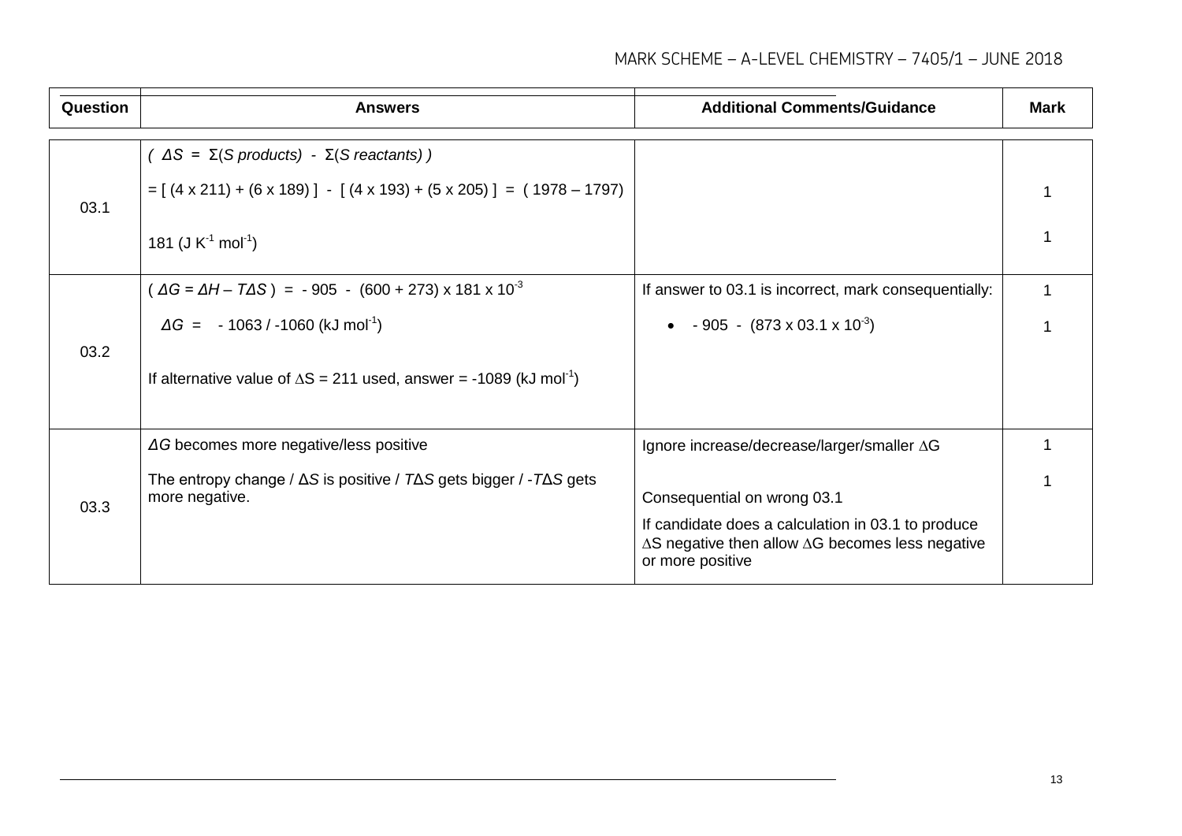| Question | Answers | Additional Comments/Guidance | Mark |
|---|---|---|---|
| 03.1 | ( $\Delta S$ = $\Sigma$(*S products*) - $\Sigma$(*S reactants*) )<br><br>= [ (4 x 211) + (6 x 189) ] - [ (4 x 193) + (5 x 205) ] = ( 1978 – 1797)<br><br>181 (J $K^{-1}$ $mol^{-1}$) | | 1<br><br>1 |
| 03.2 | ( $\Delta G = \Delta H – T\Delta S$ ) = - 905 - (600 + 273) x 181 x $10^{-3}$<br><br>$\Delta G$ = - 1063 / -1060 (kJ $mol^{-1}$)<br><br>If alternative value of $\Delta$S = 211 used, answer = -1089 (kJ $mol^{-1}$) | If answer to 03.1 is incorrect, mark consequentially:<br><br>• - 905 - (873 x 03.1 x $10^{-3}$) | 1<br><br>1 |
| 03.3 | $\Delta G$ becomes more negative/less positive<br><br>The entropy change / $\Delta S$ is positive / $T\Delta S$ gets bigger / $-T\Delta S$ gets more negative. | Ignore increase/decrease/larger/smaller $\Delta$G<br><br>Consequential on wrong 03.1<br><br>If candidate does a calculation in 03.1 to produce $\Delta$S negative then allow $\Delta$G becomes less negative or more positive | 1<br><br>1 |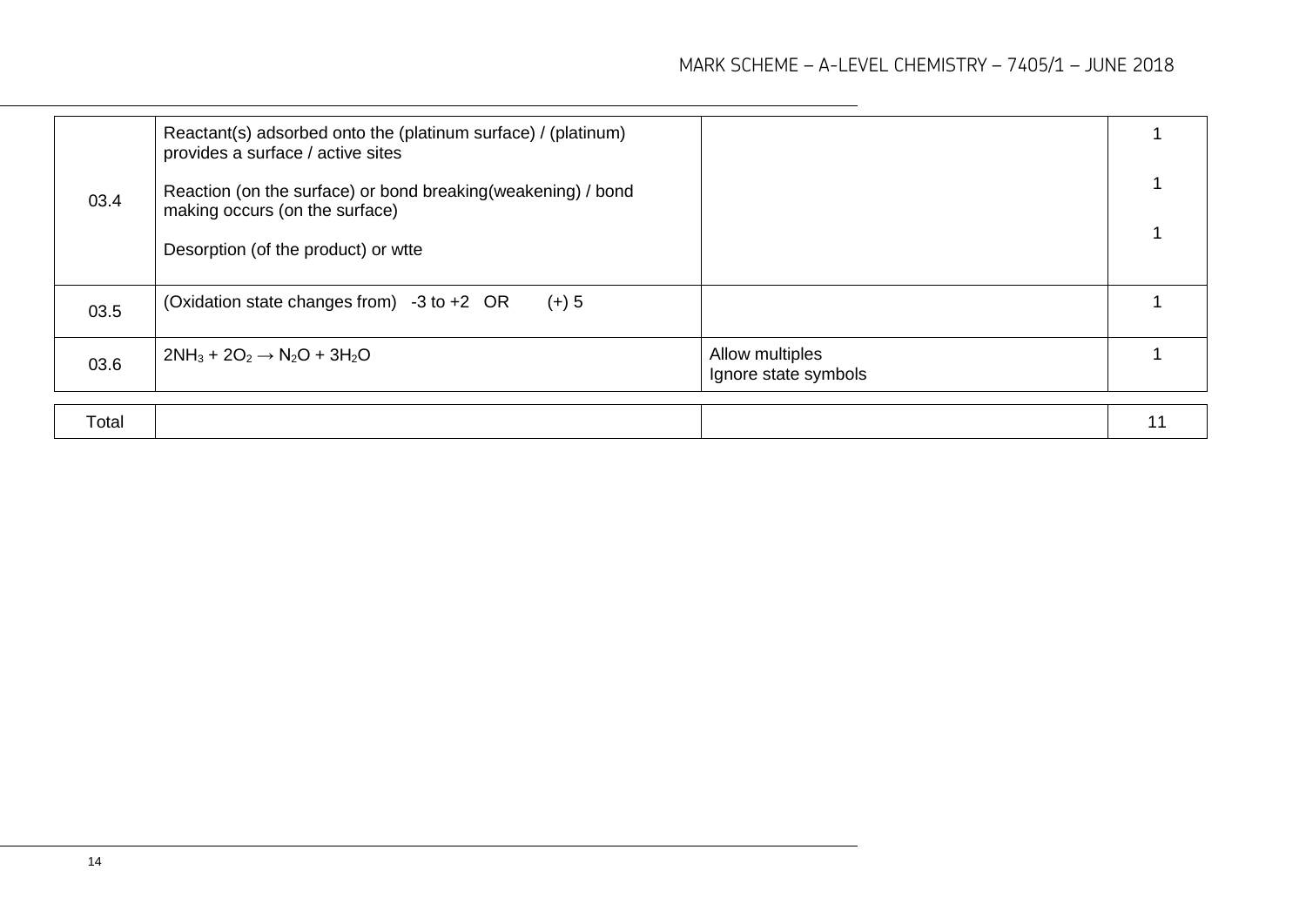| | | | |
|---|---|---|---|
| 03.4 | Reactant(s) adsorbed onto the (platinum surface) / (platinum) provides a surface / active sites<br><br>Reaction (on the surface) or bond breaking(weakening) / bond making occurs (on the surface)<br><br>Desorption (of the product) or wtte | | 1<br><br>1<br><br>1 |
| 03.5 | (Oxidation state changes from) -3 to +2 OR (+) 5 | | 1 |
| 03.6 | $2NH_3 + 2O_2 \rightarrow N_2O + 3H_2O$ | Allow multiples<br>Ignore state symbols | 1 |
| Total | | | 11 |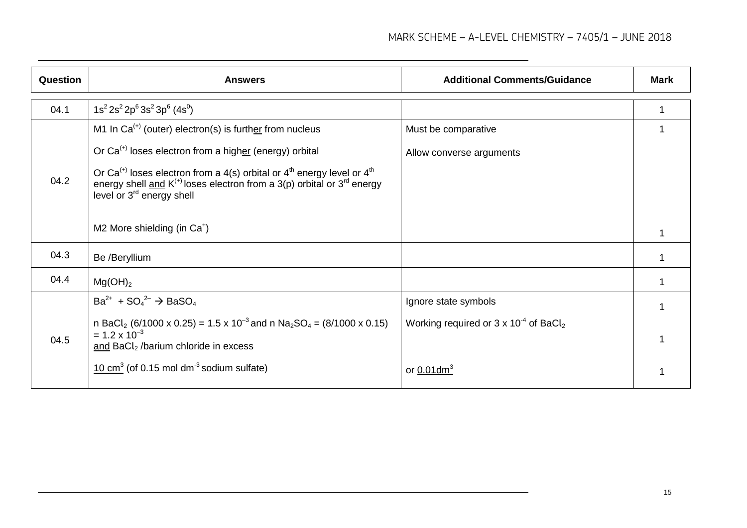| Question | Answers | Additional Comments/Guidance | Mark |
|---|---|---|---|
| 04.1 | $1s^2 2s^2 2p^6 3s^2 3p^6 (4s^0)$ | | 1 |
| 04.2 | M1 In $Ca^{(+)}$ (outer) electron(s) is further from nucleus<br><br>Or $Ca^{(+)}$ loses electron from a higher (energy) orbital<br><br>Or $Ca^{(+)}$ loses electron from a 4(s) orbital or 4th energy level or 4th energy shell and $K^{(+)}$ loses electron from a 3(p) orbital or 3rd energy level or 3rd energy shell<br><br>M2 More shielding (in $Ca^+$) | Must be comparative<br><br>Allow converse arguments | 1<br><br><br><br><br><br>1 |
| 04.3 | Be /Beryllium | | 1 |
| 04.4 | $Mg(OH)_2$ | | 1 |
| 04.5 | $Ba^{2+} + SO_4^{2-} \rightarrow BaSO_4$<br><br>n $BaCl_2$ (6/1000 x 0.25) = $1.5 \times 10^{-3}$ and n $Na_2SO_4$ = (8/1000 x 0.15) = $1.2 \times 10^{-3}$<br>and $BaCl_2$ /barium chloride in excess<br><br>$10\ cm^3$ (of $0.15\ mol\ dm^{-3}$ sodium sulfate) | Ignore state symbols<br><br>Working required or $3 \times 10^{-4}$ of $BaCl_2$<br><br><br><br>or $0.01 dm^3$ | 1<br><br>1<br><br><br><br>1 |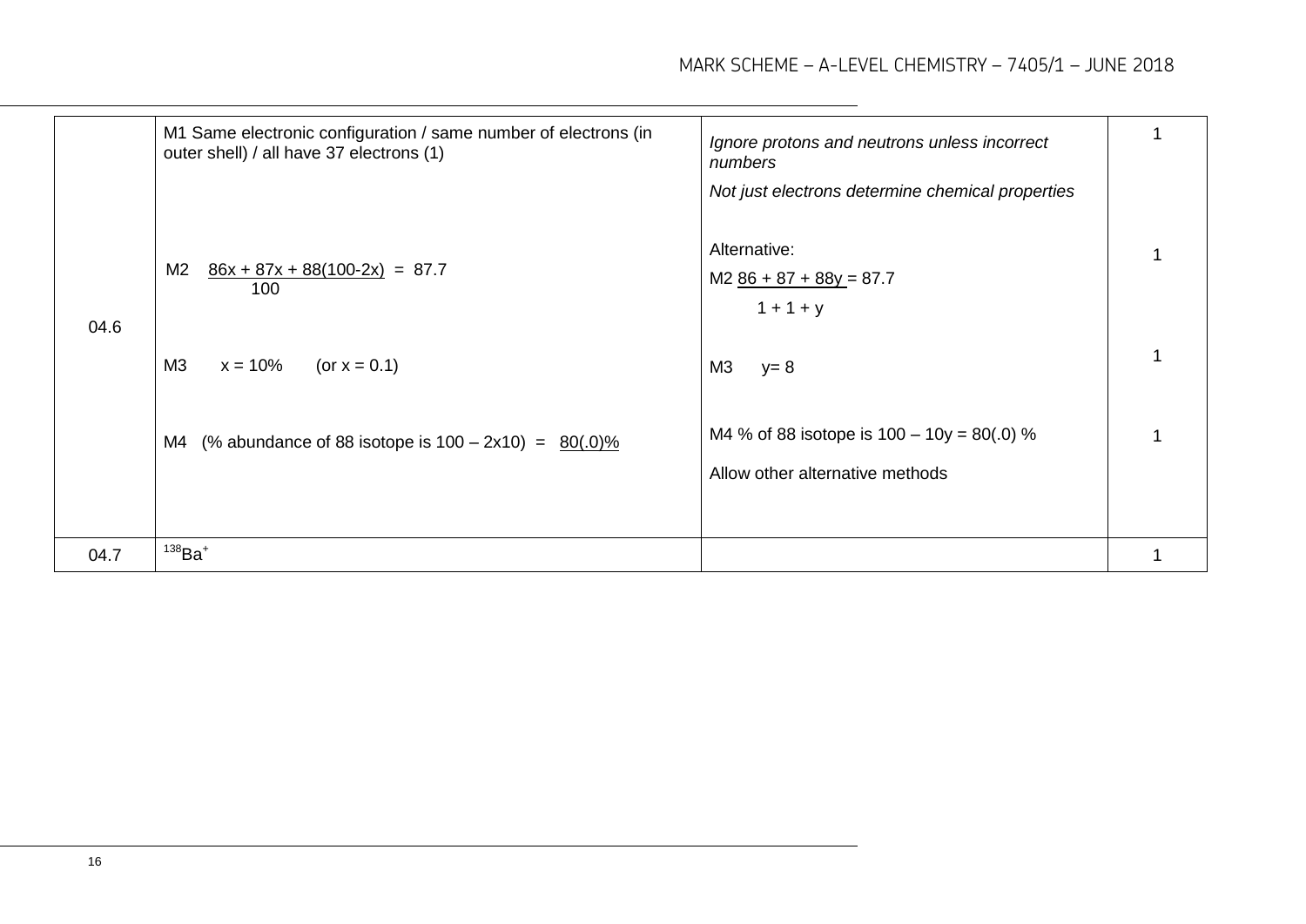| | | | |
|---|---|---|---|
| 04.6 | M1 Same electronic configuration / same number of electrons (in outer shell) / all have 37 electrons (1) | *Ignore protons and neutrons unless incorrect numbers*<br>*Not just electrons determine chemical properties* | 1 |
| | M2 $\frac{86x + 87x + 88(100-2x)}{100} = 87.7$ | Alternative:<br>M2 $\frac{86 + 87 + 88y}{1 + 1 + y} = 87.7$ | 1 |
| | M3 x = 10% (or x = 0.1) | M3 y= 8 | 1 |
| | M4 (% abundance of 88 isotope is 100 – 2x10) = 80(.0)% | M4 % of 88 isotope is 100 – 10y = 80(.0) %<br>Allow other alternative methods | 1 |
| 04.7 | $^{138}Ba^{+}$ | | 1 |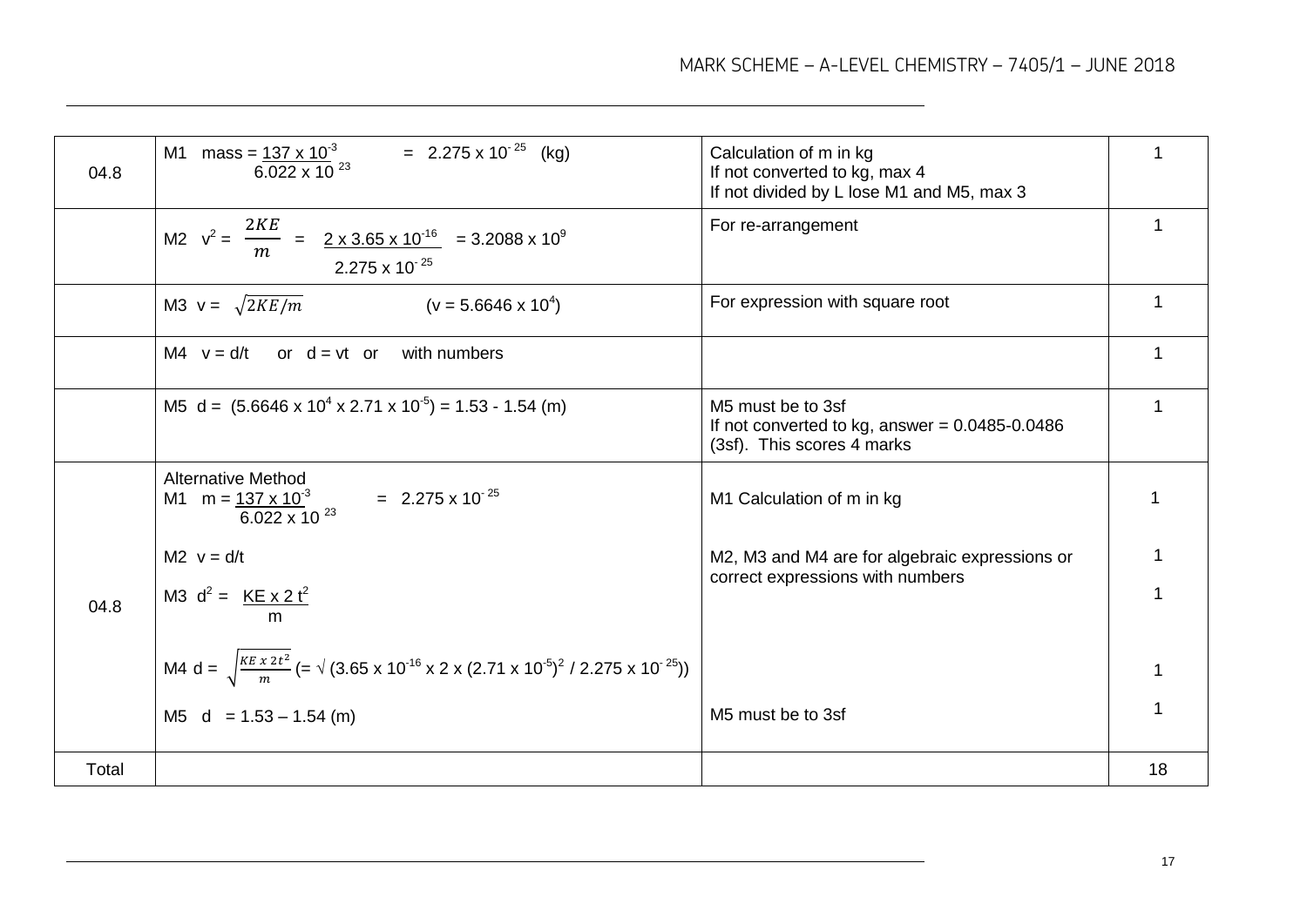| | | | |
|---|---|---|---|
| 04.8 | M1 mass = $\frac{137 \times 10^{-3}}{6.022 \times 10^{23}}$ = $2.275 \times 10^{-25}$ (kg) | Calculation of m in kg<br>If not converted to kg, max 4<br>If not divided by L lose M1 and M5, max 3 | 1 |
| | M2 $v^2 = \frac{2KE}{m} = \frac{2 \times 3.65 \times 10^{-16}}{2.275 \times 10^{-25}} = 3.2088 \times 10^{9}$ | For re-arrangement | 1 |
| | M3 $v = \sqrt{2KE/m}$ ($v = 5.6646 \times 10^{4}$) | For expression with square root | 1 |
| | M4 $v = d/t$ or $d = vt$ or with numbers | | 1 |
| | M5 $d = (5.6646 \times 10^{4} \times 2.71 \times 10^{-5}) = 1.53 - 1.54$ (m) | M5 must be to 3sf<br>If not converted to kg, answer = 0.0485-0.0486 (3sf). This scores 4 marks | 1 |
| 04.8 | Alternative Method<br>M1 $m = \frac{137 \times 10^{-3}}{6.022 \times 10^{23}}$ = $2.275 \times 10^{-25}$<br><br>M2 $v = d/t$<br><br>M3 $d^2 = \frac{KE \times 2t^2}{m}$<br><br>M4 $d = \sqrt{\frac{KE \times 2t^2}{m}}$ (= $\sqrt{(3.65 \times 10^{-16} \times 2 \times (2.71 \times 10^{-5})^2 / 2.275 \times 10^{-25})}$)<br><br>M5 d = 1.53 – 1.54 (m) | M1 Calculation of m in kg<br><br>M2, M3 and M4 are for algebraic expressions or correct expressions with numbers<br><br>M5 must be to 3sf | 1<br><br>1<br><br>1<br><br>1<br><br>1 |
| Total | | | 18 |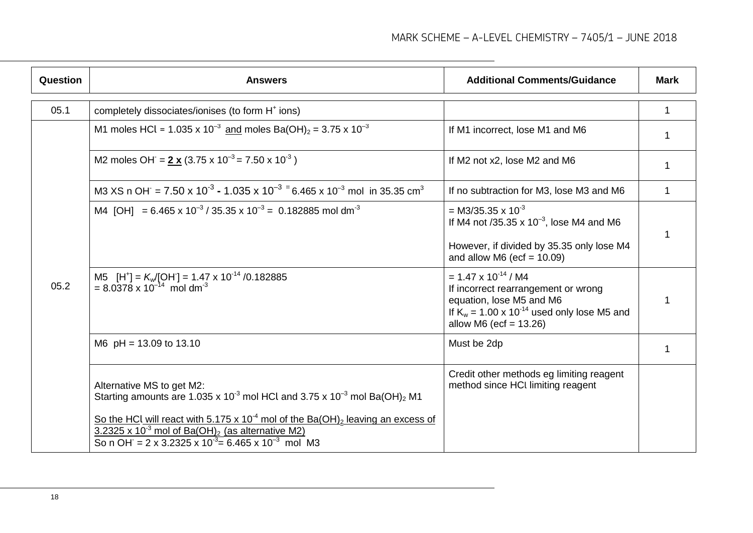| Question | Answers | Additional Comments/Guidance | Mark |
|---|---|---|---|
| 05.1 | completely dissociates/ionises (to form $H^+$ ions) | | 1 |
| 05.2 | M1 moles HCl = $1.035 \times 10^{-3}$ and moles $Ba(OH)_2$ = $3.75 \times 10^{-3}$ | If M1 incorrect, lose M1 and M6 | 1 |
| | M2 moles $OH^-$ = **2 x** ($3.75 \times 10^{-3} = 7.50 \times 10^{-3}$ ) | If M2 not x2, lose M2 and M6 | 1 |
| | M3 XS n $OH^-$ = $7.50 \times 10^{-3} - 1.035 \times 10^{-3} = 6.465 \times 10^{-3}$ mol in 35.35 $cm^3$ | If no subtraction for M3, lose M3 and M6 | 1 |
| | M4 [OH] = $6.465 \times 10^{-3} / 35.35 \times 10^{-3}$ = 0.182885 mol $dm^{-3}$ | = M3/$35.35 \times 10^{-3}$<br>If M4 not /$35.35 \times 10^{-3}$, lose M4 and M6<br><br>However, if divided by 35.35 only lose M4 and allow M6 (ecf = 10.09) | 1 |
| | M5 $[H^+] = K_w/[OH^-] = 1.47 \times 10^{-14} / 0.182885$<br>= $8.0378 \times 10^{-14}$ mol $dm^{-3}$ | = $1.47 \times 10^{-14}$ / M4<br>If incorrect rearrangement or wrong equation, lose M5 and M6<br>If $K_w = 1.00 \times 10^{-14}$ used only lose M5 and allow M6 (ecf = 13.26) | 1 |
| | M6 pH = 13.09 to 13.10 | Must be 2dp | 1 |
| | Alternative MS to get M2:<br>Starting amounts are $1.035 \times 10^{-3}$ mol HCl and $3.75 \times 10^{-3}$ mol $Ba(OH)_2$ M1<br><br>So the HCl will react with $5.175 \times 10^{-4}$ mol of the $Ba(OH)_2$ leaving an excess of $3.2325 \times 10^{-3}$ mol of $Ba(OH)_2$ (as alternative M2)<br>So n $OH^-$ = $2 \times 3.2325 \times 10^{-3} = 6.465 \times 10^{-3}$ mol M3 | Credit other methods eg limiting reagent method since HCl limiting reagent | |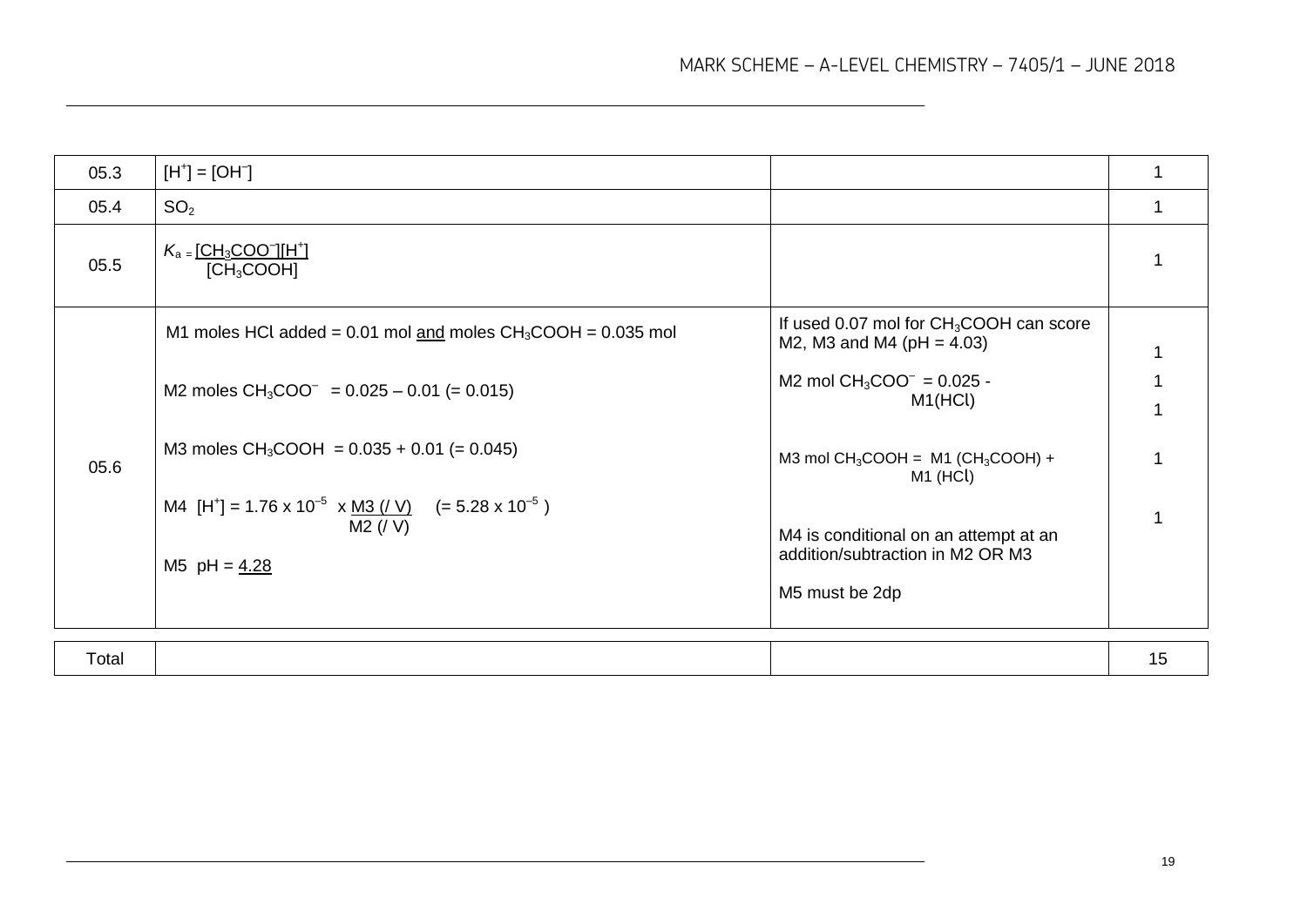| | | | |
|---|---|---|---|
| 05.3 | $[H^+] = [OH^-]$ | | 1 |
| 05.4 | $SO_2$ | | 1 |
| 05.5 | $K_a = \frac{[CH_3COO^-][H^+]}{[CH_3COOH]}$ | | 1 |
| 05.6 | M1 moles HCl added = 0.01 mol <u>and</u> moles $CH_3COOH$ = 0.035 mol<br><br>M2 moles $CH_3COO^-$ = 0.025 – 0.01 (= 0.015)<br><br>M3 moles $CH_3COOH$ = 0.035 + 0.01 (= 0.045)<br><br>M4 $[H^+] = 1.76 \times 10^{-5} \times \frac{M3\ (/\ V)}{M2\ (/\ V)}$ (= $5.28 \times 10^{-5}$ )<br><br>M5 pH = <u>4.28</u> | If used 0.07 mol for $CH_3COOH$ can score M2, M3 and M4 (pH = 4.03)<br><br>M2 mol $CH_3COO^-$ = 0.025 - M1(HCl)<br><br>M3 mol $CH_3COOH$ = M1 ($CH_3COOH$) + M1 (HCl)<br><br>M4 is conditional on an attempt at an addition/subtraction in M2 OR M3<br><br>M5 must be 2dp | 1<br>1<br>1<br>1<br>1 |

| | | | |
|---|---|---|---|
| Total | | | 15 |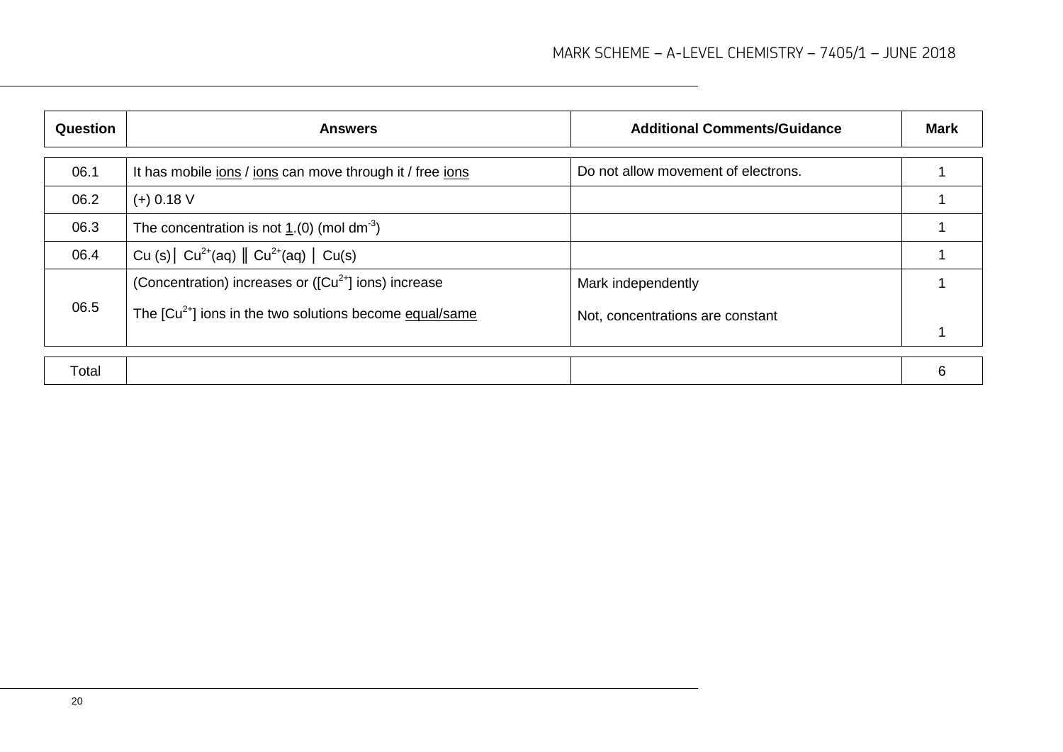| Question | Answers | Additional Comments/Guidance | Mark |
|---|---|---|---|
| 06.1 | It has mobile ions / ions can move through it / free ions | Do not allow movement of electrons. | 1 |
| 06.2 | (+) 0.18 V | | 1 |
| 06.3 | The concentration is not 1.(0) (mol $dm^{-3}$) | | 1 |
| 06.4 | Cu (s)│ $Cu^{2+}$(aq) ‖ $Cu^{2+}$(aq) │ Cu(s) | | 1 |
| 06.5 | (Concentration) increases or ([$Cu^{2+}$] ions) increase<br><br>The [$Cu^{2+}$] ions in the two solutions become equal/same | Mark independently<br><br>Not, concentrations are constant | 1<br><br>1 |
| Total | | | 6 |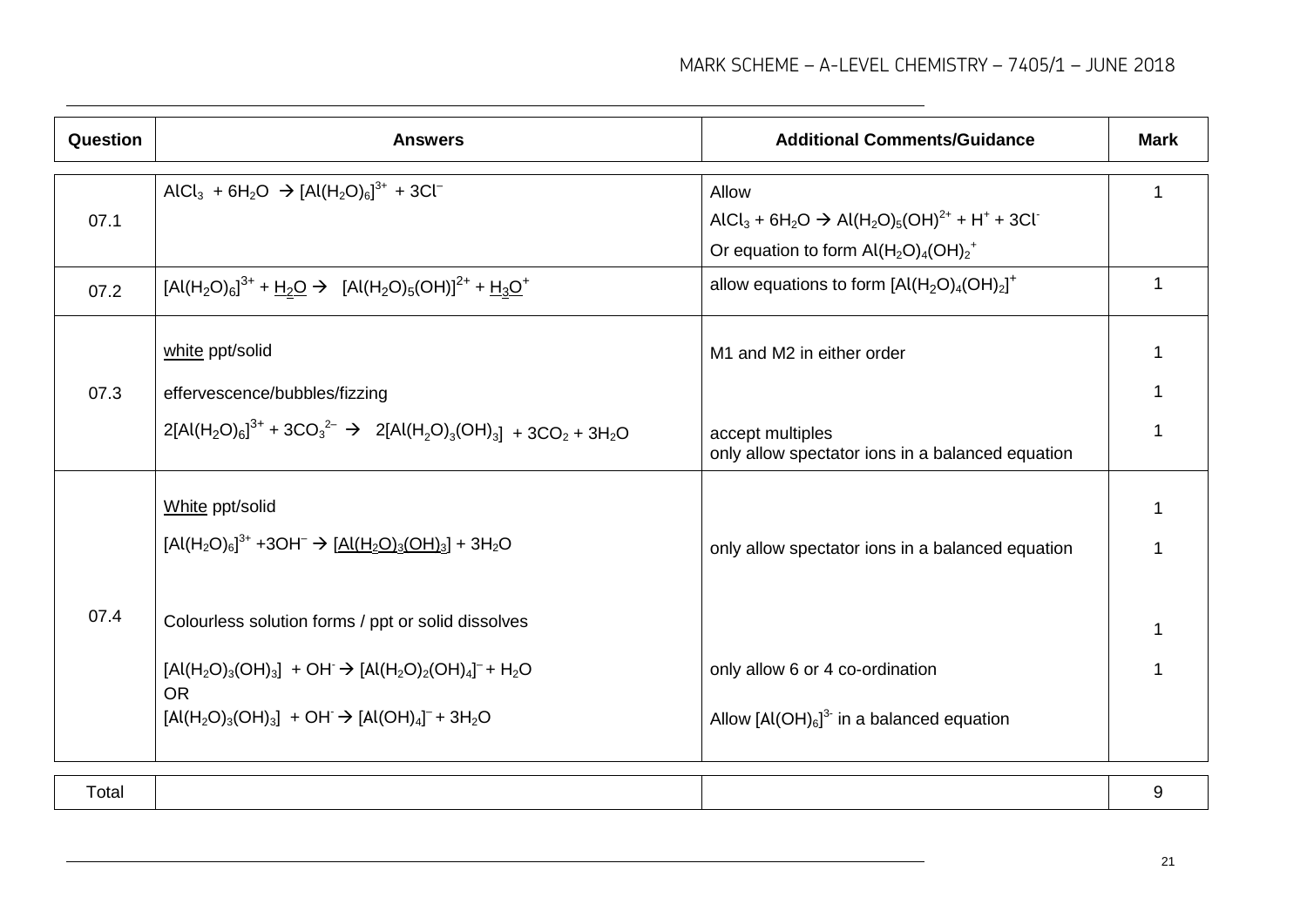| Question | Answers | Additional Comments/Guidance | Mark |
|---|---|---|---|
| 07.1 | $AlCl_3 + 6H_2O \rightarrow [Al(H_2O)_6]^{3+} + 3Cl^-$ | Allow<br>$AlCl_3 + 6H_2O \rightarrow Al(H_2O)_5(OH)^{2+} + H^+ + 3Cl^-$<br>Or equation to form $Al(H_2O)_4(OH)_2^+$ | 1 |
| 07.2 | $[Al(H_2O)_6]^{3+} + \underline{H_2O} \rightarrow [Al(H_2O)_5(OH)]^{2+} + \underline{H_3O^+}$ | allow equations to form $[Al(H_2O)_4(OH)_2]^+$ | 1 |
| 07.3 | white ppt/solid | M1 and M2 in either order | 1 |
| | effervescence/bubbles/fizzing | | 1 |
| | $2[Al(H_2O)_6]^{3+} + 3CO_3^{2-} \rightarrow 2[Al(H_2O)_3(OH)_3] + 3CO_2 + 3H_2O$ | accept multiples<br>only allow spectator ions in a balanced equation | 1 |
| 07.4 | White ppt/solid | | 1 |
| | $[Al(H_2O)_6]^{3+} + 3OH^- \rightarrow \underline{[Al(H_2O)_3(OH)_3]} + 3H_2O$ | only allow spectator ions in a balanced equation | 1 |
| | Colourless solution forms / ppt or solid dissolves | | 1 |
| | $[Al(H_2O)_3(OH)_3] + OH^- \rightarrow [Al(H_2O)_2(OH)_4]^- + H_2O$<br>OR<br>$[Al(H_2O)_3(OH)_3] + OH^- \rightarrow [Al(OH)_4]^- + 3H_2O$ | only allow 6 or 4 co-ordination<br><br>Allow $[Al(OH)_6]^{3-}$ in a balanced equation | 1 |
| Total | | | 9 |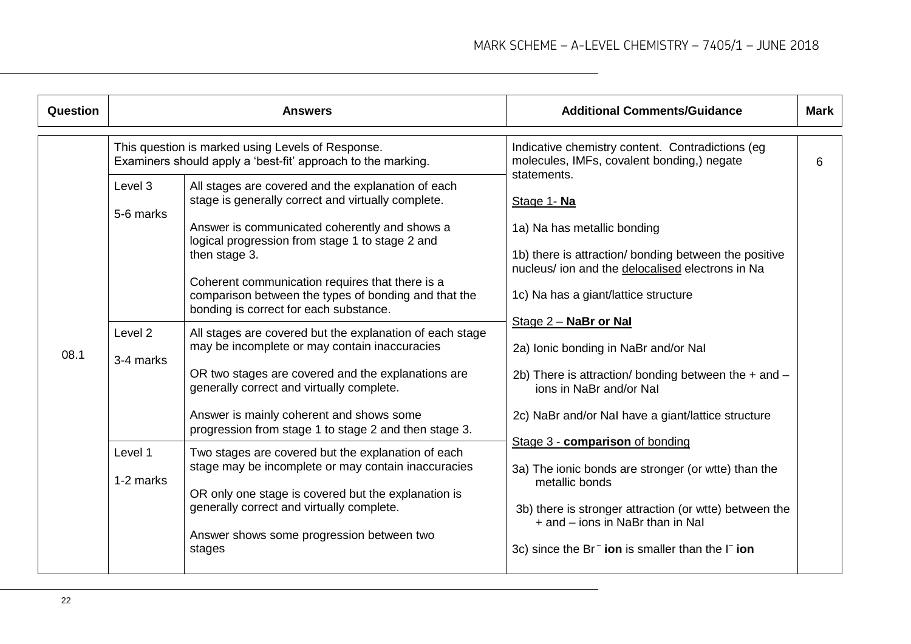| Question | Answers | | Additional Comments/Guidance | Mark |
|---|---|---|---|---|
| 08.1 | This question is marked using Levels of Response.<br>Examiners should apply a 'best-fit' approach to the marking. | | Indicative chemistry content. Contradictions (eg molecules, IMFs, covalent bonding,) negate statements.<br><br>Stage 1- **Na**<br><br>1a) Na has metallic bonding<br><br>1b) there is attraction/ bonding between the positive nucleus/ ion and the delocalised electrons in Na<br><br>1c) Na has a giant/lattice structure<br><br>Stage 2 – **NaBr or NaI**<br><br>2a) Ionic bonding in NaBr and/or NaI<br><br>2b) There is attraction/ bonding between the + and – ions in NaBr and/or NaI<br><br>2c) NaBr and/or NaI have a giant/lattice structure<br><br>Stage 3 - **comparison** of bonding<br><br>3a) The ionic bonds are stronger (or wtte) than the metallic bonds<br><br>3b) there is stronger attraction (or wtte) between the + and – ions in NaBr than in NaI<br><br>3c) since the $Br^-$ **ion** is smaller than the $I^-$ **ion** | 6 |
| | Level 3<br><br>5-6 marks | All stages are covered and the explanation of each stage is generally correct and virtually complete.<br><br>Answer is communicated coherently and shows a logical progression from stage 1 to stage 2 and then stage 3.<br><br>Coherent communication requires that there is a comparison between the types of bonding and that the bonding is correct for each substance. | | |
| | Level 2<br><br>3-4 marks | All stages are covered but the explanation of each stage may be incomplete or may contain inaccuracies<br><br>OR two stages are covered and the explanations are generally correct and virtually complete.<br><br>Answer is mainly coherent and shows some progression from stage 1 to stage 2 and then stage 3. | | |
| | Level 1<br><br>1-2 marks | Two stages are covered but the explanation of each stage may be incomplete or may contain inaccuracies<br><br>OR only one stage is covered but the explanation is generally correct and virtually complete.<br><br>Answer shows some progression between two stages | | |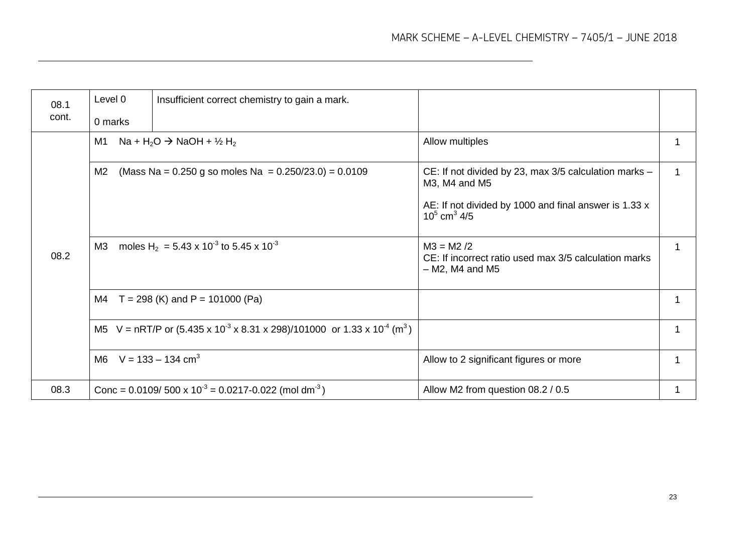| | | | | |
|---|---|---|---|---|
| 08.1 cont. | Level 0<br>0 marks | Insufficient correct chemistry to gain a mark. | | |
| 08.2 | M1 $Na + H_2O \rightarrow NaOH + ½ H_2$ | | Allow multiples | 1 |
| | M2 (Mass Na = 0.250 g so moles Na = 0.250/23.0) = 0.0109 | | CE: If not divided by 23, max 3/5 calculation marks – M3, M4 and M5<br><br>AE: If not divided by 1000 and final answer is $1.33 \times 10^5$ $cm^3$ 4/5 | 1 |
| | M3 moles $H_2$ = $5.43 \times 10^{-3}$ to $5.45 \times 10^{-3}$ | | M3 = M2 /2<br>CE: If incorrect ratio used max 3/5 calculation marks – M2, M4 and M5 | 1 |
| | M4 T = 298 (K) and P = 101000 (Pa) | | | 1 |
| | M5 V = nRT/P or ($5.435 \times 10^{-3} \times 8.31 \times 298$)/101000 or $1.33 \times 10^{-4}$ ($m^3$) | | | 1 |
| | M6 V = 133 – 134 $cm^3$ | | Allow to 2 significant figures or more | 1 |
| 08.3 | Conc = 0.0109/ 500 x $10^{-3}$ = 0.0217-0.022 (mol $dm^{-3}$) | | Allow M2 from question 08.2 / 0.5 | 1 |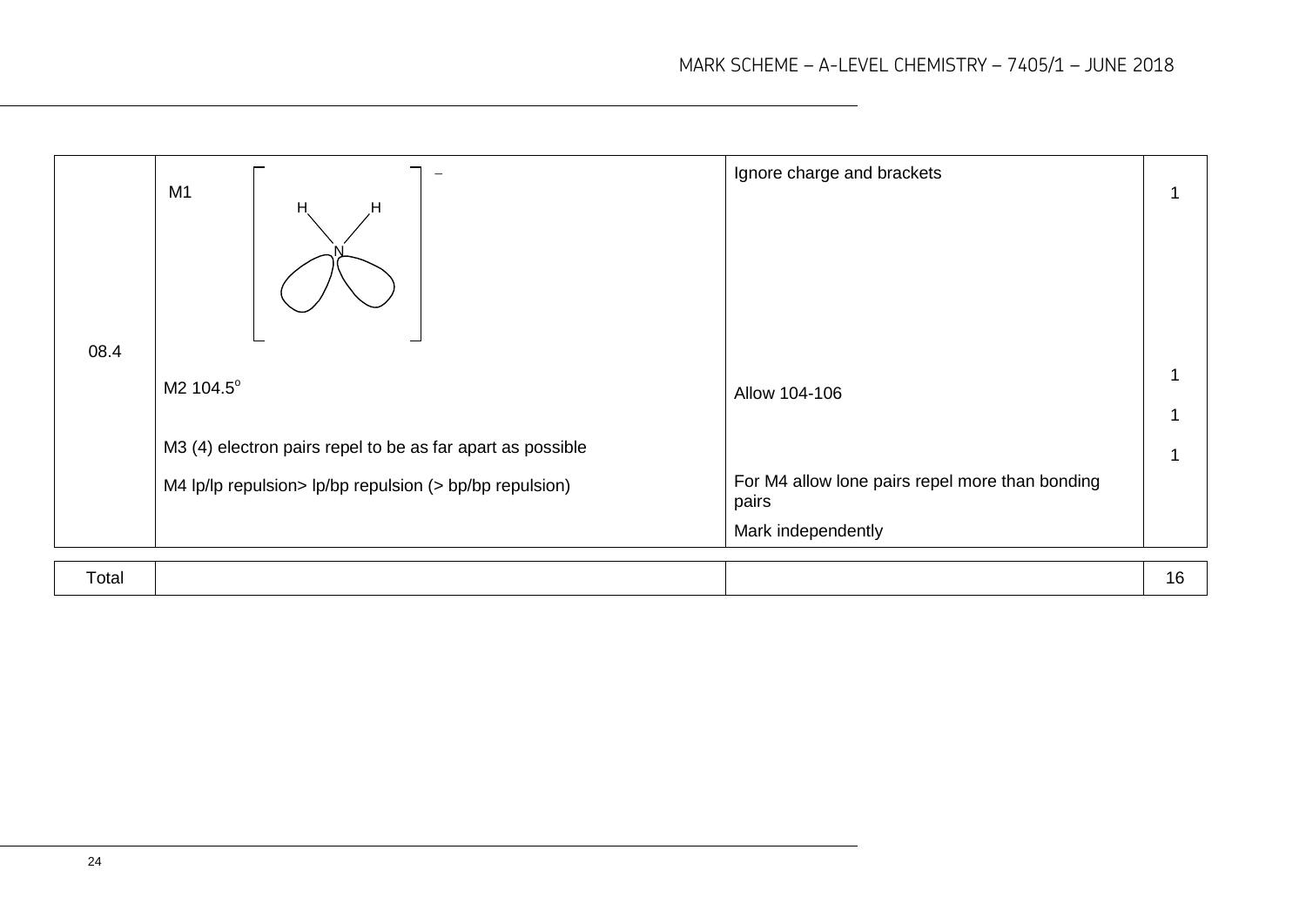| | | | |
|---|---|---|---|
| 08.4 | M1 $[NH_2]^-$ structure: N bonded to two H atoms, with two lone pairs drawn on N, enclosed in brackets with a − charge | Ignore charge and brackets | 1 |
| | M2 104.5° | Allow 104-106 | 1 |
| | M3 (4) electron pairs repel to be as far apart as possible | | 1 |
| | M4 lp/lp repulsion> lp/bp repulsion (> bp/bp repulsion) | For M4 allow lone pairs repel more than bonding pairs<br>Mark independently | 1 |

| | | | |
|---|---|---|---|
| Total | | | 16 |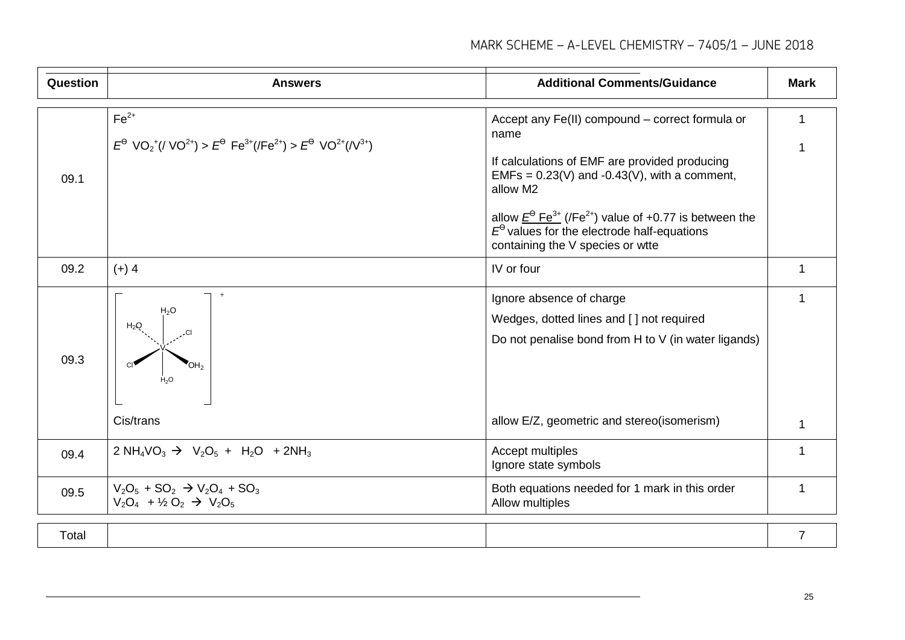| Question | Answers | Additional Comments/Guidance | Mark |
|---|---|---|---|
| 09.1 | $Fe^{2+}$<br><br>$E^{\ominus}$ $VO_2^{+}$(/ $VO^{2+}$) > $E^{\ominus}$ $Fe^{3+}$(/$Fe^{2+}$) > $E^{\ominus}$ $VO^{2+}$(/$V^{3+}$) | Accept any Fe(II) compound – correct formula or name<br><br>If calculations of EMF are provided producing EMFs = 0.23(V) and -0.43(V), with a comment, allow M2<br><br>allow $E^{\ominus}$ $Fe^{3+}$ (/$Fe^{2+}$) value of +0.77 is between the $E^{\ominus}$ values for the electrode half-equations containing the V species or wtte | 1<br><br>1 |
| 09.2 | (+) 4 | IV or four | 1 |
| 09.3 | [V with ligands: $H_2O$ (top), $H_2O$ (upper left, dotted), Cl (upper right, dotted), Cl (lower left, wedge), $OH_2$ (lower right, wedge), $H_2O$ (bottom)]$^{+}$<br><br>Cis/trans | Ignore absence of charge<br>Wedges, dotted lines and [ ] not required<br>Do not penalise bond from H to V (in water ligands)<br><br>allow E/Z, geometric and stereo(isomerism) | 1<br><br>1 |
| 09.4 | 2 $NH_4VO_3$ → $V_2O_5$ + $H_2O$ + 2$NH_3$ | Accept multiples<br>Ignore state symbols | 1 |
| 09.5 | $V_2O_5$ + $SO_2$ → $V_2O_4$ + $SO_3$<br>$V_2O_4$ + ½ $O_2$ → $V_2O_5$ | Both equations needed for 1 mark in this order<br>Allow multiples | 1 |
| Total | | | 7 |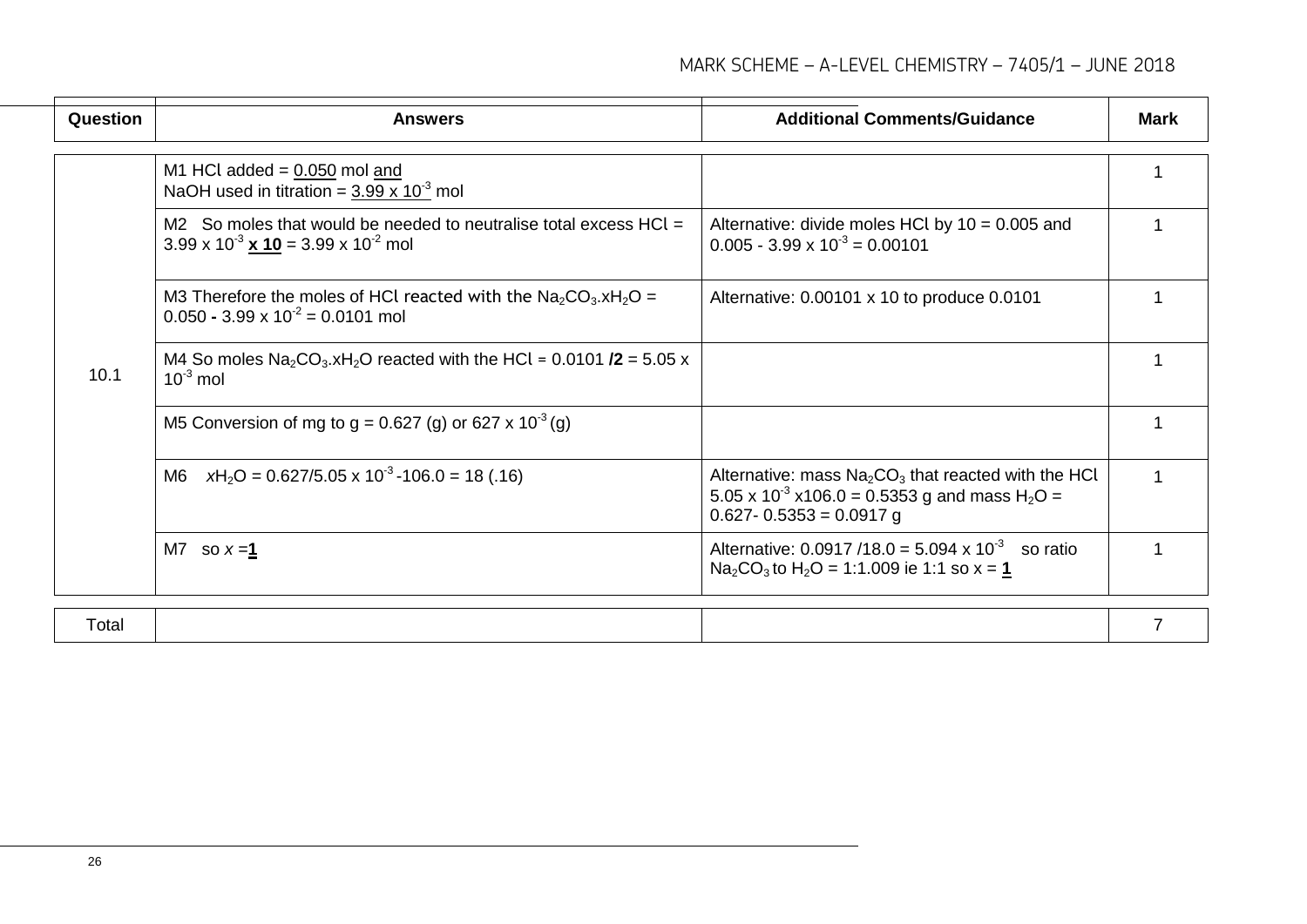| Question | Answers | Additional Comments/Guidance | Mark |
|---|---|---|---|
| 10.1 | M1 HCl added = 0.050 mol and NaOH used in titration = $3.99 \times 10^{-3}$ mol | | 1 |
| | M2 So moles that would be needed to neutralise total excess HCl = $3.99 \times 10^{-3}$ **x 10** = $3.99 \times 10^{-2}$ mol | Alternative: divide moles HCl by 10 = 0.005 and $0.005 - 3.99 \times 10^{-3} = 0.00101$ | 1 |
| | M3 Therefore the moles of HCl reacted with the $Na_2CO_3.xH_2O$ = $0.050 - 3.99 \times 10^{-2} = 0.0101$ mol | Alternative: 0.00101 x 10 to produce 0.0101 | 1 |
| | M4 So moles $Na_2CO_3.xH_2O$ reacted with the HCl = 0.0101 **/2** = $5.05 \times 10^{-3}$ mol | | 1 |
| | M5 Conversion of mg to g = 0.627 (g) or $627 \times 10^{-3}$ (g) | | 1 |
| | M6 $xH_2O = 0.627/5.05 \times 10^{-3} - 106.0 = 18$ (.16) | Alternative: mass $Na_2CO_3$ that reacted with the HCl $5.05 \times 10^{-3} \times 106.0 = 0.5353$ g and mass $H_2O$ = $0.627 - 0.5353 = 0.0917$ g | 1 |
| | M7 so $x$ = **1** | Alternative: $0.0917 / 18.0 = 5.094 \times 10^{-3}$ so ratio $Na_2CO_3$ to $H_2O$ = 1:1.009 ie 1:1 so x = **1** | 1 |
| Total | | | 7 |